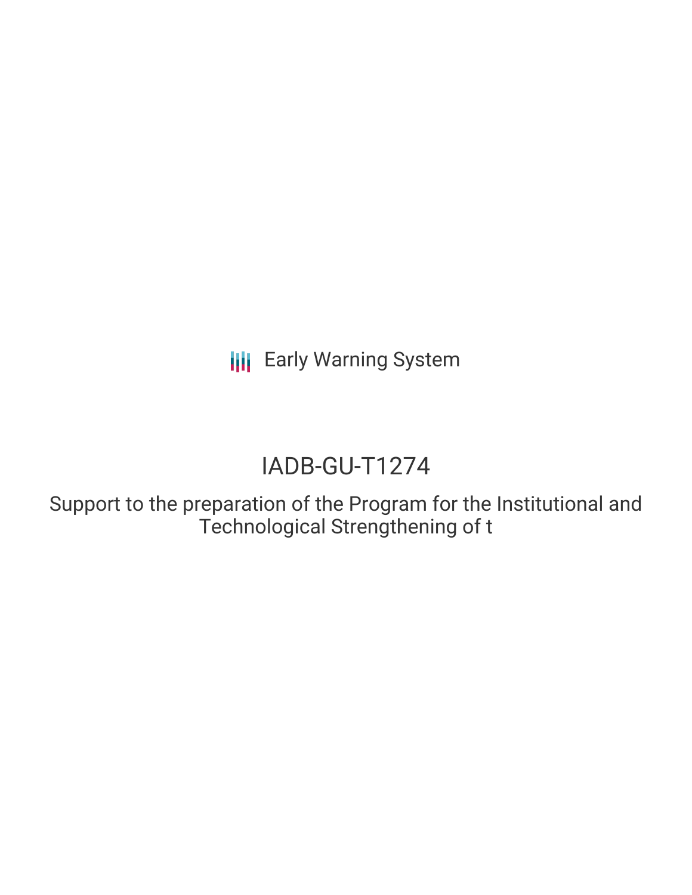Early Warning System

# IADB-GU-T1274

Support to the preparation of the Program for the Institutional and Technological Strengthening of t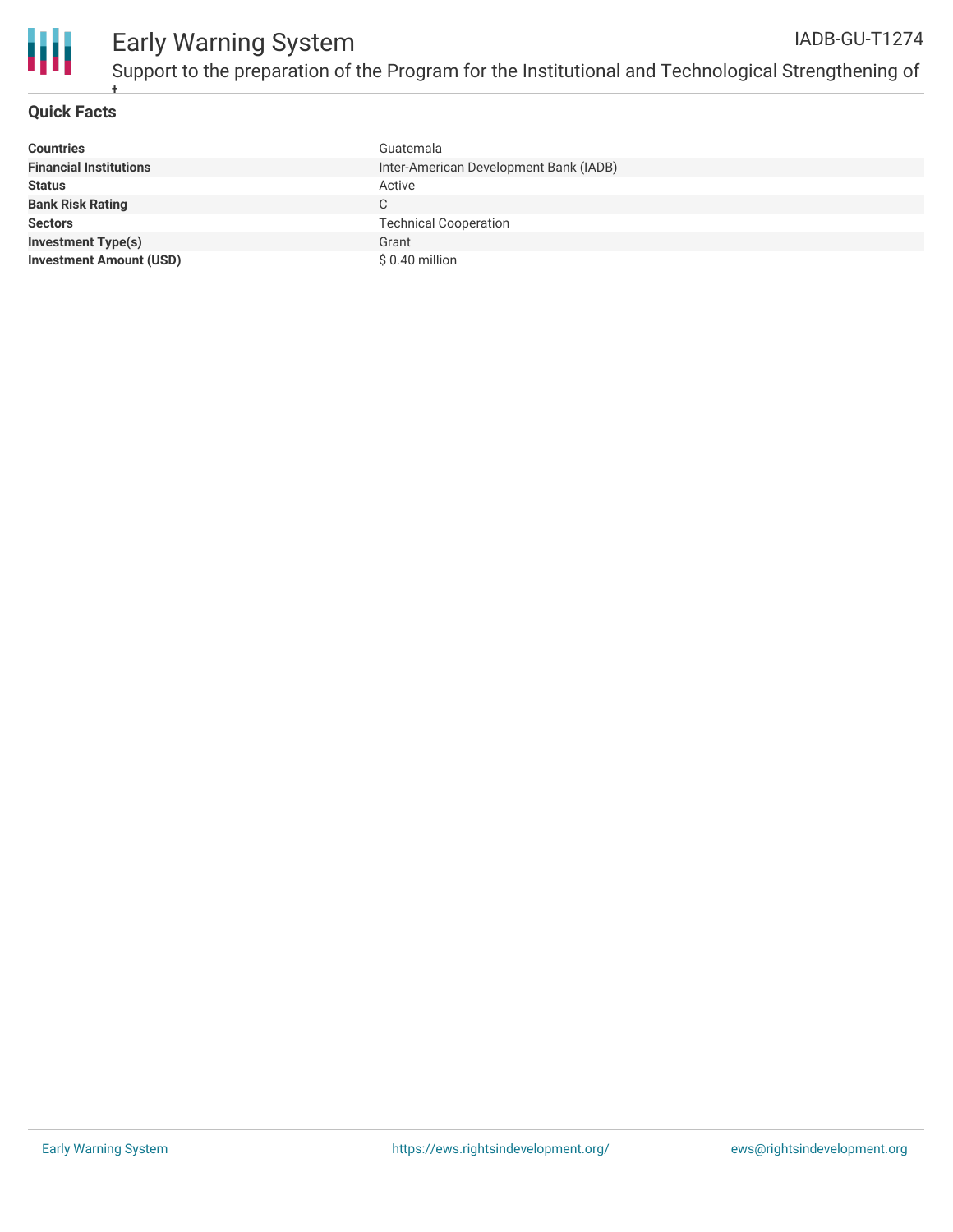## Quick Facts

| | |
|---|---|
| **Countries** | Guatemala |
| **Financial Institutions** | Inter-American Development Bank (IADB) |
| **Status** | Active |
| **Bank Risk Rating** | C |
| **Sectors** | Technical Cooperation |
| **Investment Type(s)** | Grant |
| **Investment Amount (USD)** | $ 0.40 million |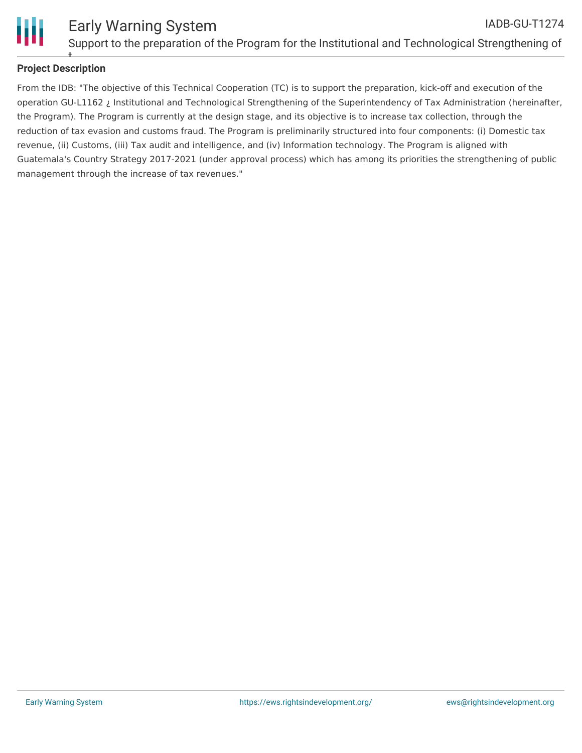## Project Description

From the IDB: "The objective of this Technical Cooperation (TC) is to support the preparation, kick-off and execution of the operation GU-L1162 ¿ Institutional and Technological Strengthening of the Superintendency of Tax Administration (hereinafter, the Program). The Program is currently at the design stage, and its objective is to increase tax collection, through the reduction of tax evasion and customs fraud. The Program is preliminarily structured into four components: (i) Domestic tax revenue, (ii) Customs, (iii) Tax audit and intelligence, and (iv) Information technology. The Program is aligned with Guatemala's Country Strategy 2017-2021 (under approval process) which has among its priorities the strengthening of public management through the increase of tax revenues."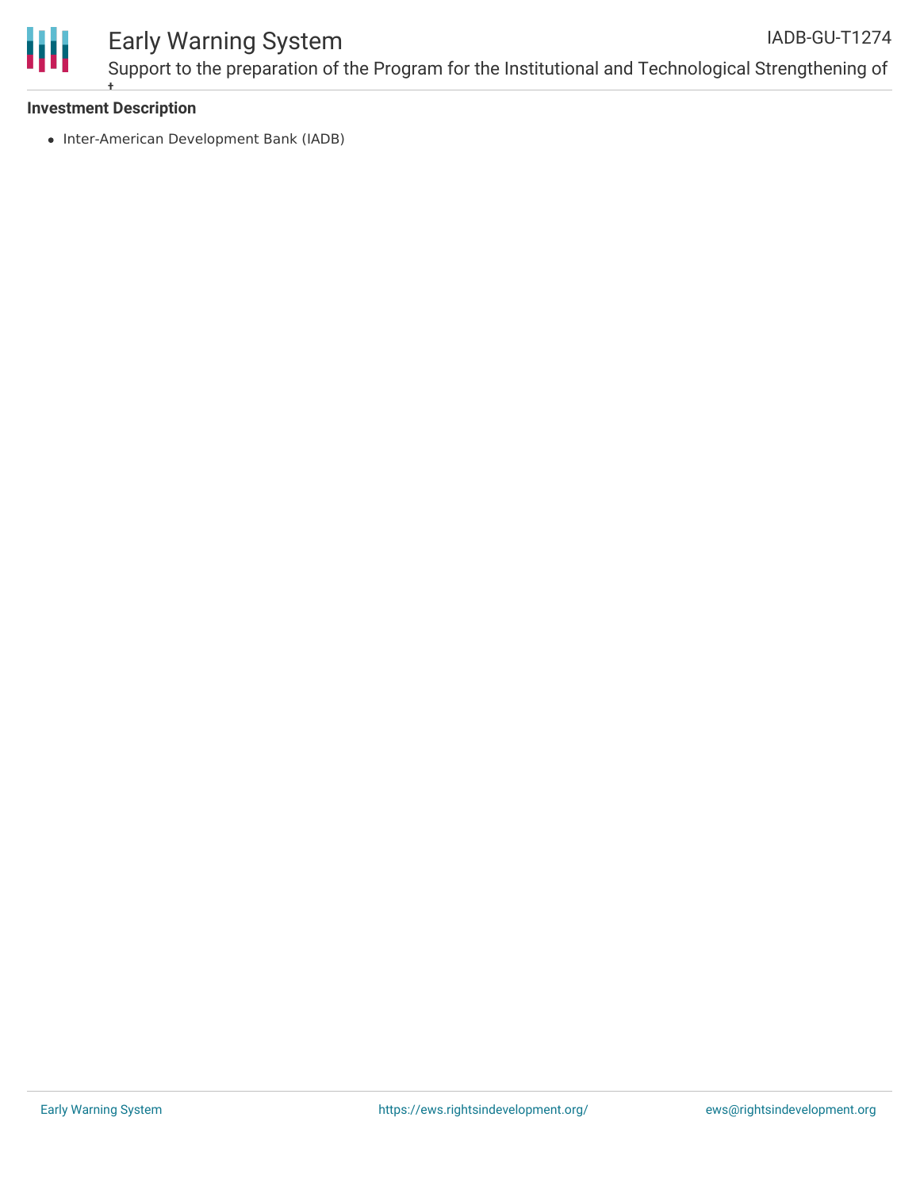**Investment Description**

- Inter-American Development Bank (IADB)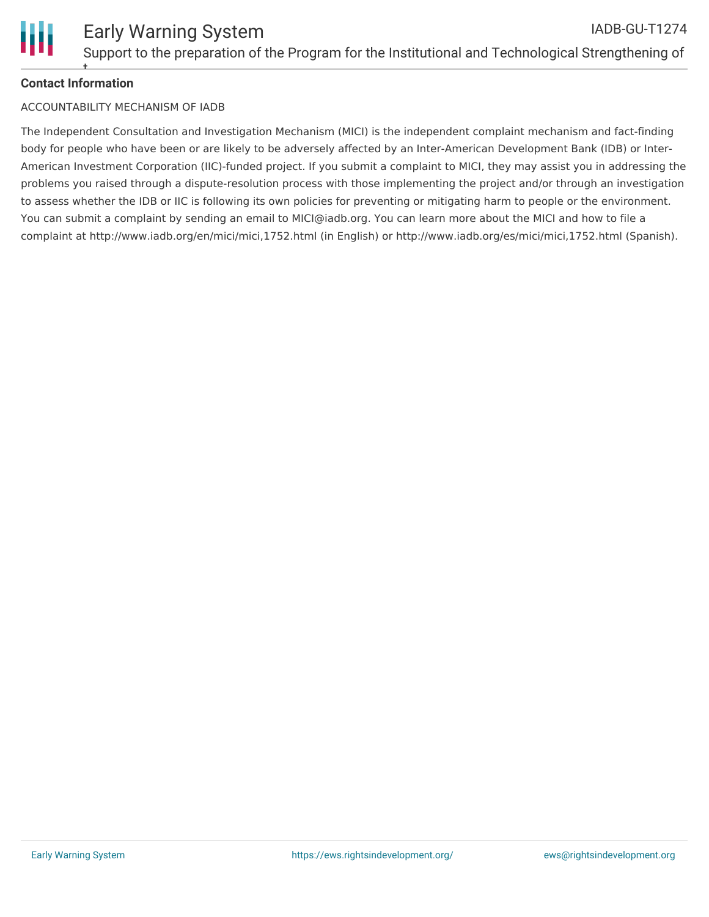**Contact Information**

ACCOUNTABILITY MECHANISM OF IADB

The Independent Consultation and Investigation Mechanism (MICI) is the independent complaint mechanism and fact-finding body for people who have been or are likely to be adversely affected by an Inter-American Development Bank (IDB) or Inter-American Investment Corporation (IIC)-funded project. If you submit a complaint to MICI, they may assist you in addressing the problems you raised through a dispute-resolution process with those implementing the project and/or through an investigation to assess whether the IDB or IIC is following its own policies for preventing or mitigating harm to people or the environment. You can submit a complaint by sending an email to MICI@iadb.org. You can learn more about the MICI and how to file a complaint at http://www.iadb.org/en/mici/mici,1752.html (in English) or http://www.iadb.org/es/mici/mici,1752.html (Spanish).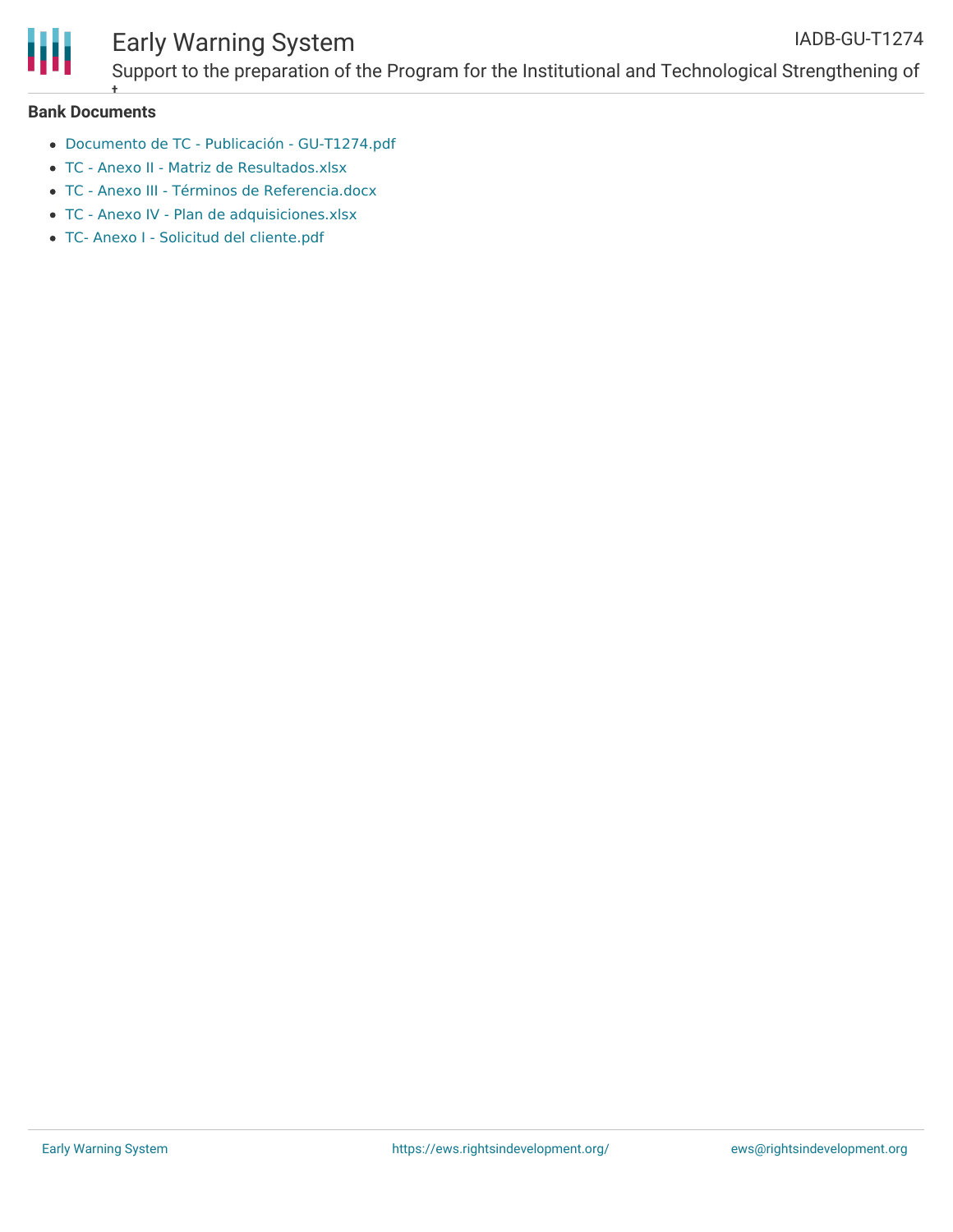**Bank Documents**

- Documento de TC - Publicación - GU-T1274.pdf
- TC - Anexo II - Matriz de Resultados.xlsx
- TC - Anexo III - Términos de Referencia.docx
- TC - Anexo IV - Plan de adquisiciones.xlsx
- TC- Anexo I - Solicitud del cliente.pdf